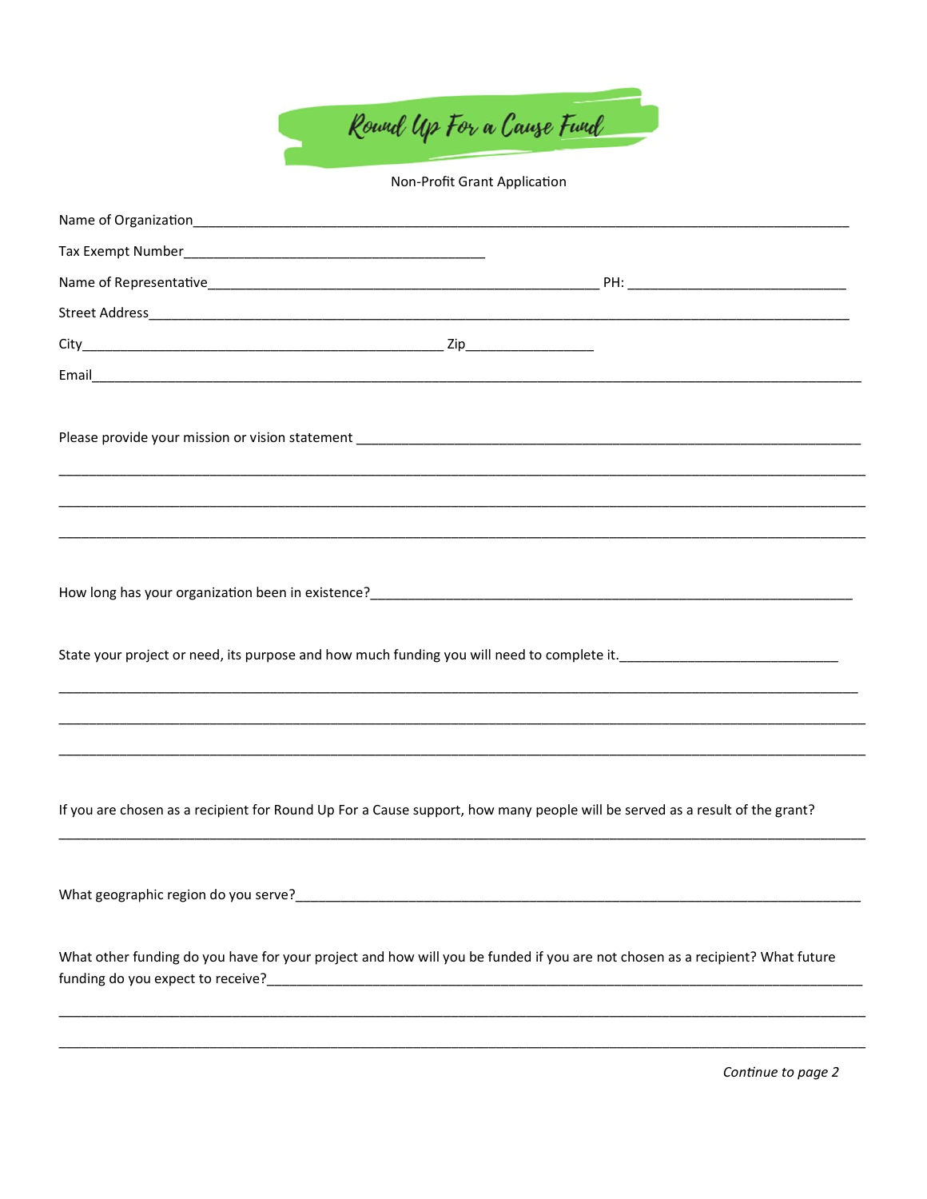# Round Up For a Cause Fund

Non-Profit Grant Application

Name of Organization_______________________________________________

Tax Exempt Number_______________________________________________

Name of Representative_______________________________________________ PH: _______________________

Street Address_______________________________________________

City_______________________________________________ Zip_______________

Email_______________________________________________

Please provide your mission or vision statement _______________________________________________

_______________________________________________

_______________________________________________

_______________________________________________

How long has your organization been in existence?_______________________________________________

State your project or need, its purpose and how much funding you will need to complete it._______________________

_______________________________________________

_______________________________________________

_______________________________________________

If you are chosen as a recipient for Round Up For a Cause support, how many people will be served as a result of the grant?

_______________________________________________

What geographic region do you serve?_______________________________________________

What other funding do you have for your project and how will you be funded if you are not chosen as a recipient? What future funding do you expect to receive?_______________________________________________

_______________________________________________

_______________________________________________

*Continue to page 2*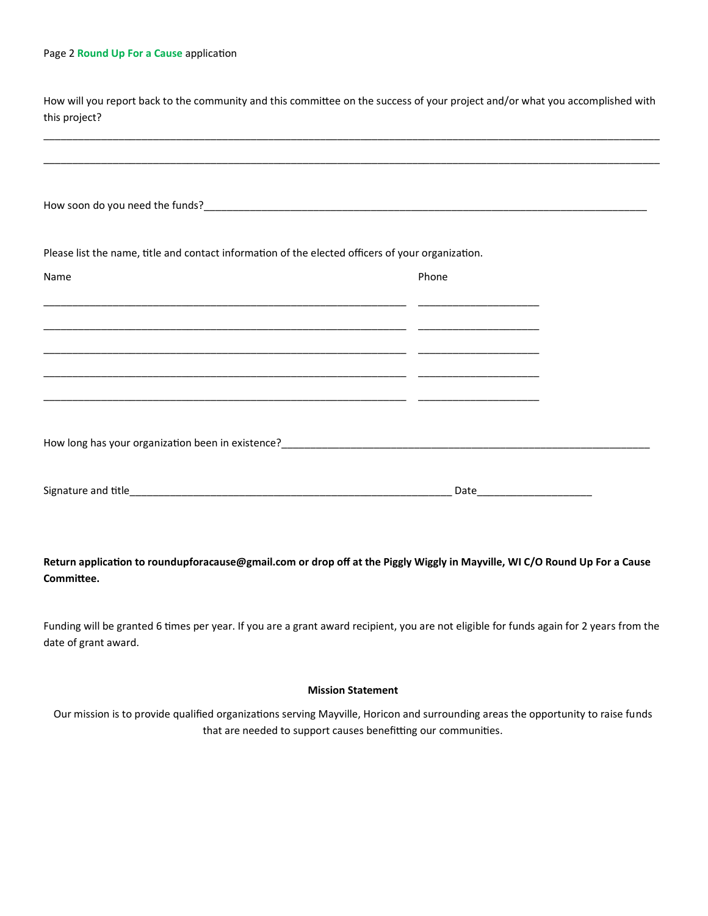Page 2 **Round Up For a Cause** application

How will you report back to the community and this committee on the success of your project and/or what you accomplished with this project?

______________________________________________________________________________________________

______________________________________________________________________________________________

How soon do you need the funds?_____________________________________________________________________

Please list the name, title and contact information of the elected officers of your organization.

| Name | Phone |
|---|---|
| | |
| | |
| | |
| | |
| | |

How long has your organization been in existence?______________________________________________________

Signature and title_______________________________________________ Date___________________

**Return application to roundupforacause@gmail.com or drop off at the Piggly Wiggly in Mayville, WI C/O Round Up For a Cause Committee.**

Funding will be granted 6 times per year. If you are a grant award recipient, you are not eligible for funds again for 2 years from the date of grant award.

**Mission Statement**

Our mission is to provide qualified organizations serving Mayville, Horicon and surrounding areas the opportunity to raise funds that are needed to support causes benefitting our communities.